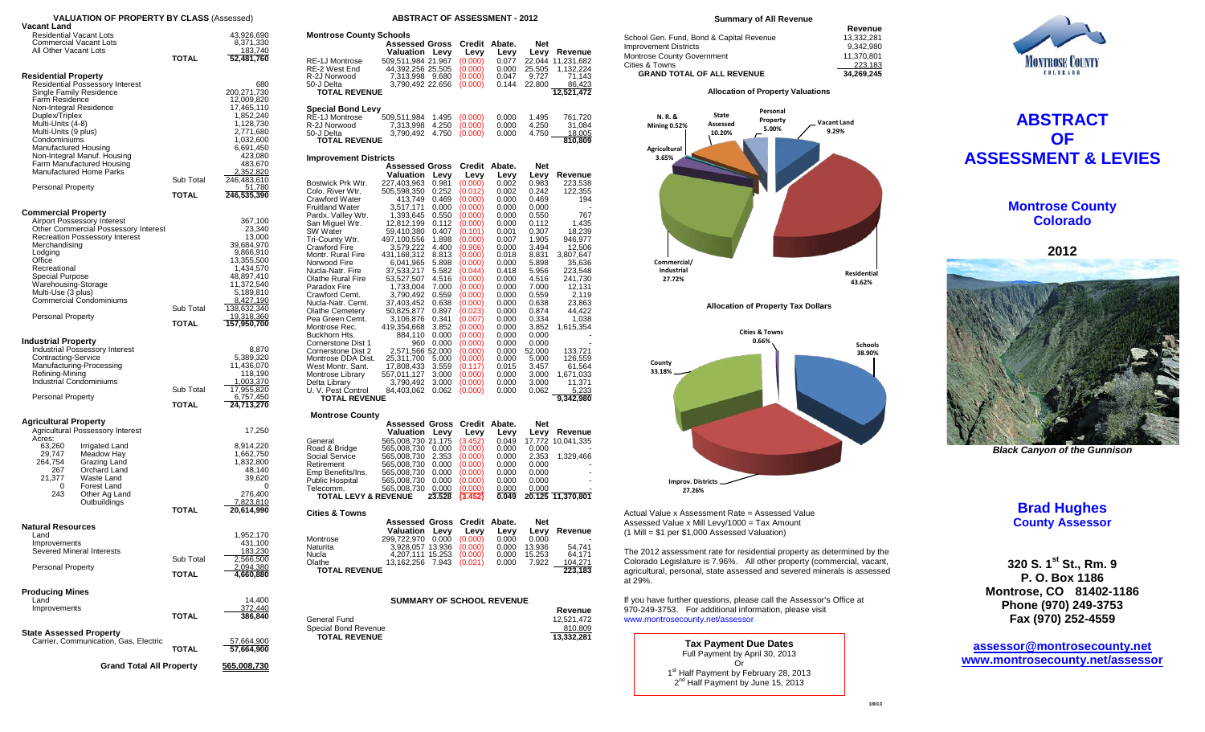# VALUATION OF PROPERTY BY CLASS (Assessed)

**Vacant Land**

| | | |
|---|---|---|
| Residential Vacant Lots | | 43,926,690 |
| Commercial Vacant Lots | | 8,371,330 |
| All Other Vacant Lots | | 183,740 |
| | **TOTAL** | 52,481,760 |

**Residential Property**

| | | |
|---|---|---|
| Residential Possessory Interest | | 680 |
| Single Family Residence | | 200,271,730 |
| Farm Residence | | 12,009,820 |
| Non-Integral Residence | | 17,465,110 |
| Duplex/Triplex | | 1,852,240 |
| Multi-Units (4-8) | | 1,128,730 |
| Multi-Units (9 plus) | | 2,771,680 |
| Condominiums | | 1,032,600 |
| Manufactured Housing | | 6,691,450 |
| Non-Integral Manuf. Housing | | 423,080 |
| Farm Manufactured Housing | | 483,670 |
| Manufactured Home Parks | | 2,352,820 |
| | Sub Total | 246,483,610 |
| Personal Property | | 51,780 |
| | **TOTAL** | 246,535,390 |

**Commercial Property**

| | | |
|---|---|---|
| Airport Possessory Interest | | 367,100 |
| Other Commercial Possessory Interest | | 23,340 |
| Recreation Possessory Interest | | 13,000 |
| Merchandising | | 39,684,970 |
| Lodging | | 9,866,910 |
| Office | | 13,355,500 |
| Recreational | | 1,434,570 |
| Special Purpose | | 48,897,410 |
| Warehousing-Storage | | 11,372,540 |
| Multi-Use (3 plus) | | 5,189,810 |
| Commercial Condominiums | | 8,427,190 |
| | Sub Total | 138,632,340 |
| Personal Property | | 19,318,360 |
| | **TOTAL** | 157,950,700 |

**Industrial Property**

| | | |
|---|---|---|
| Industrial Possessory Interest | | 8,870 |
| Contracting-Service | | 5,389,320 |
| Manufacturing-Processing | | 11,436,070 |
| Refining-Mining | | 118,190 |
| Industrial Condominiums | | 1,003,370 |
| | Sub Total | 17,955,820 |
| Personal Property | | 6,757,450 |
| | **TOTAL** | 24,713,270 |

**Agricultural Property**

| Acres | | | |
|---|---|---|---|
| | Agricultural Possessory Interest | | 17,250 |
| 63,260 | Irrigated Land | | 8,914,220 |
| 29,747 | Meadow Hay | | 1,662,750 |
| 264,754 | Grazing Land | | 1,832,800 |
| 267 | Orchard Land | | 48,140 |
| 21,377 | Waste Land | | 39,620 |
| 0 | Forest Land | | 0 |
| 243 | Other Ag Land | | 276,400 |
| | Outbuildings | | 7,823,810 |
| | | **TOTAL** | 20,614,990 |

**Natural Resources**

| | | |
|---|---|---|
| Land | | 1,952,170 |
| Improvements | | 431,100 |
| Severed Mineral Interests | | 183,230 |
| | Sub Total | 2,566,500 |
| Personal Property | | 2,094,380 |
| | **TOTAL** | 4,660,880 |

**Producing Mines**

| | | |
|---|---|---|
| Land | | 14,400 |
| Improvements | | 372,440 |
| | **TOTAL** | 386,840 |

**State Assessed Property**

| | | |
|---|---|---|
| Carrier, Communication, Gas, Electric | | 57,664,900 |
| | **TOTAL** | 57,664,900 |

**Grand Total All Property** 565,008,730

# ABSTRACT OF ASSESSMENT - 2012

**Montrose County Schools**

| | Assessed Valuation | Gross Levy | Credit Levy | Abate. Levy | Net Levy | Revenue |
|---|---|---|---|---|---|---|
| RE-1J Montrose | 509,511,984 | 21.967 | (0.000) | 0.077 | 22.044 | 11,231,682 |
| RE-2 West End | 44,392,256 | 25.505 | (0.000) | 0.000 | 25.505 | 1,132,224 |
| R-2J Norwood | 7,313,998 | 9.680 | (0.000) | 0.047 | 9.727 | 71,143 |
| 50-J Delta | 3,790,492 | 22.656 | (0.000) | 0.144 | 22.800 | 86,423 |
| **TOTAL REVENUE** | | | | | | 12,521,472 |

**Special Bond Levy**

| | Assessed Valuation | Gross Levy | Credit Levy | Abate. Levy | Net Levy | Revenue |
|---|---|---|---|---|---|---|
| RE-1J Montrose | 509,511,984 | 1.495 | (0.000) | 0.000 | 1.495 | 761,720 |
| R-2J Norwood | 7,313,998 | 4.250 | (0.000) | 0.000 | 4.250 | 31,084 |
| 50-J Delta | 3,790,492 | 4.750 | (0.000) | 0.000 | 4.750 | 18,005 |
| **TOTAL REVENUE** | | | | | | 810,809 |

**Improvement Districts**

| | Assessed Valuation | Gross Levy | Credit Levy | Abate. Levy | Net Levy | Revenue |
|---|---|---|---|---|---|---|
| Bostwick Prk Wtr. | 227,403,963 | 0.981 | (0.000) | 0.002 | 0.983 | 223,538 |
| Colo. River Wtr. | 505,598,350 | 0.252 | (0.012) | 0.002 | 0.242 | 122,355 |
| Crawford Water | 413,749 | 0.469 | (0.000) | 0.000 | 0.469 | 194 |
| Fruitland Water | 3,517,171 | 0.000 | (0.000) | 0.000 | 0.000 | - |
| Pardx. Valley Wtr. | 1,393,645 | 0.550 | (0.000) | 0.000 | 0.550 | 767 |
| San Miguel Wtr. | 12,812,199 | 0.112 | (0.000) | 0.000 | 0.112 | 1,435 |
| SW Water | 59,410,380 | 0.407 | (0.101) | 0.001 | 0.307 | 18,239 |
| Tri-County Wtr. | 497,100,556 | 1.898 | (0.000) | 0.007 | 1.905 | 946,977 |
| Crawford Fire | 3,579,222 | 4.400 | (0.906) | 0.000 | 3.494 | 12,506 |
| Montr. Rural Fire | 431,168,312 | 8.813 | (0.000) | 0.018 | 8.831 | 3,807,647 |
| Norwood Fire | 6,041,965 | 5.898 | (0.000) | 0.000 | 5.898 | 35,636 |
| Nucla-Natr. Fire | 37,533,217 | 5.582 | (0.044) | 0.418 | 5.956 | 223,548 |
| Olathe Rural Fire | 53,527,507 | 4.516 | (0.000) | 0.000 | 4.516 | 241,730 |
| Paradox Fire | 1,733,004 | 7.000 | (0.000) | 0.000 | 7.000 | 12,131 |
| Crawford Cemt. | 3,790,492 | 0.559 | (0.000) | 0.000 | 0.559 | 2,119 |
| Nucla-Natr. Cemt. | 37,403,452 | 0.638 | (0.000) | 0.000 | 0.638 | 23,863 |
| Olathe Cemetery | 50,825,877 | 0.897 | (0.023) | 0.000 | 0.874 | 44,422 |
| Pea Green Cemt. | 3,106,876 | 0.341 | (0.007) | 0.000 | 0.334 | 1,038 |
| Montrose Rec. | 419,354,668 | 3.852 | (0.000) | 0.000 | 3.852 | 1,615,354 |
| Buckhorn Hts. | 884,110 | 0.000 | (0.000) | 0.000 | 0.000 | - |
| Cornerstone Dist 1 | 960 | 0.000 | (0.000) | 0.000 | 0.000 | - |
| Cornerstone Dist 2 | 2,571,566 | 52.000 | (0.000) | 0.000 | 52.000 | 133,721 |
| Montrose DDA Dist. | 25,311,700 | 5.000 | (0.000) | 0.000 | 5.000 | 126,559 |
| West Montr. Sant. | 17,808,433 | 3.559 | (0.117) | 0.015 | 3.457 | 61,564 |
| Montrose Library | 557,011,127 | 3.000 | (0.000) | 0.000 | 3.000 | 1,671,033 |
| Delta Library | 3,790,492 | 3.000 | (0.000) | 0.000 | 3.000 | 11,371 |
| U. V. Pest Control | 84,403,062 | 0.062 | (0.000) | 0.000 | 0.062 | 5,233 |
| **TOTAL REVENUE** | | | | | | 9,342,980 |

**Montrose County**

| | Assessed Valuation | Gross Levy | Credit Levy | Abate. Levy | Net Levy | Revenue |
|---|---|---|---|---|---|---|
| General | 565,008,730 | 21.175 | (3.452) | 0.049 | 17.772 | 10,041,335 |
| Road & Bridge | 565,008,730 | 0.000 | (0.000) | 0.000 | 0.000 | - |
| Social Service | 565,008,730 | 2.353 | (0.000) | 0.000 | 2.353 | 1,329,466 |
| Retirement | 565,008,730 | 0.000 | (0.000) | 0.000 | 0.000 | - |
| Emp Benefits/Ins. | 565,008,730 | 0.000 | (0.000) | 0.000 | 0.000 | - |
| Public Hospital | 565,008,730 | 0.000 | (0.000) | 0.000 | 0.000 | - |
| Telecomm. | 565,008,730 | 0.000 | (0.000) | 0.000 | 0.000 | - |
| **TOTAL LEVY & REVENUE** | | 23.528 | (3.452) | 0.049 | 20.125 | 11,370,801 |

**Cities & Towns**

| | Assessed Valuation | Gross Levy | Credit Levy | Abate. Levy | Net Levy | Revenue |
|---|---|---|---|---|---|---|
| Montrose | 299,722,970 | 0.000 | (0.000) | 0.000 | 0.000 | - |
| Naturita | 3,928,057 | 13.936 | (0.000) | 0.000 | 13.936 | 54,741 |
| Nucla | 4,207,111 | 15.253 | (0.000) | 0.000 | 15.253 | 64,171 |
| Olathe | 13,162,256 | 7.943 | (0.021) | 0.000 | 7.922 | 104,271 |
| **TOTAL REVENUE** | | | | | | 223,183 |

**SUMMARY OF SCHOOL REVENUE**

| | Revenue |
|---|---|
| General Fund | 12,521,472 |
| Special Bond Revenue | 810,809 |
| **TOTAL REVENUE** | 13,332,281 |

**Summary of All Revenue**

| | Revenue |
|---|---|
| School Gen. Fund, Bond & Capital Revenue | 13,332,281 |
| Improvement Districts | 9,342,980 |
| Montrose County Government | 11,370,801 |
| Cities & Towns | 223,183 |
| **GRAND TOTAL OF ALL REVENUE** | 34,269,245 |

**Allocation of Property Valuations**

Residential 43.62%; Commercial/Industrial 27.72%; State Assessed 10.20%; Vacant Land 9.29%; Personal Property 5.00%; Agricultural 3.65%; N. R. & Mining 0.52%

**Allocation of Property Tax Dollars**

Schools 38.90%; County 33.18%; Improv. Districts 27.26%; Cities & Towns 0.66%

Actual Value x Assessment Rate = Assessed Value
Assessed Value x Mill Levy/1000 = Tax Amount
(1 Mill = $1 per $1,000 Assessed Valuation)

The 2012 assessment rate for residential property as determined by the Colorado Legislature is 7.96%. All other property (commercial, vacant, agricultural, personal, state assessed and severed minerals is assessed at 29%.

If you have further questions, please call the Assessor's Office at 970-249-3753. For additional information, please visit www.montrosecounty.net/assessor.

**Tax Payment Due Dates**
Full Payment by April 30, 2013
Or
1st Half Payment by February 28, 2013
2nd Half Payment by June 15, 2013

Montrose County Colorado

# ABSTRACT OF ASSESSMENT & LEVIES

## Montrose County Colorado

## 2012

*Black Canyon of the Gunnison*

**Brad Hughes**
**County Assessor**

**320 S. 1st St., Rm. 9**
**P. O. Box 1186**
**Montrose, CO 81402-1186**
**Phone (970) 249-3753**
**Fax (970) 252-4559**

**assessor@montrosecounty.net**
**www.montrosecounty.net/assessor**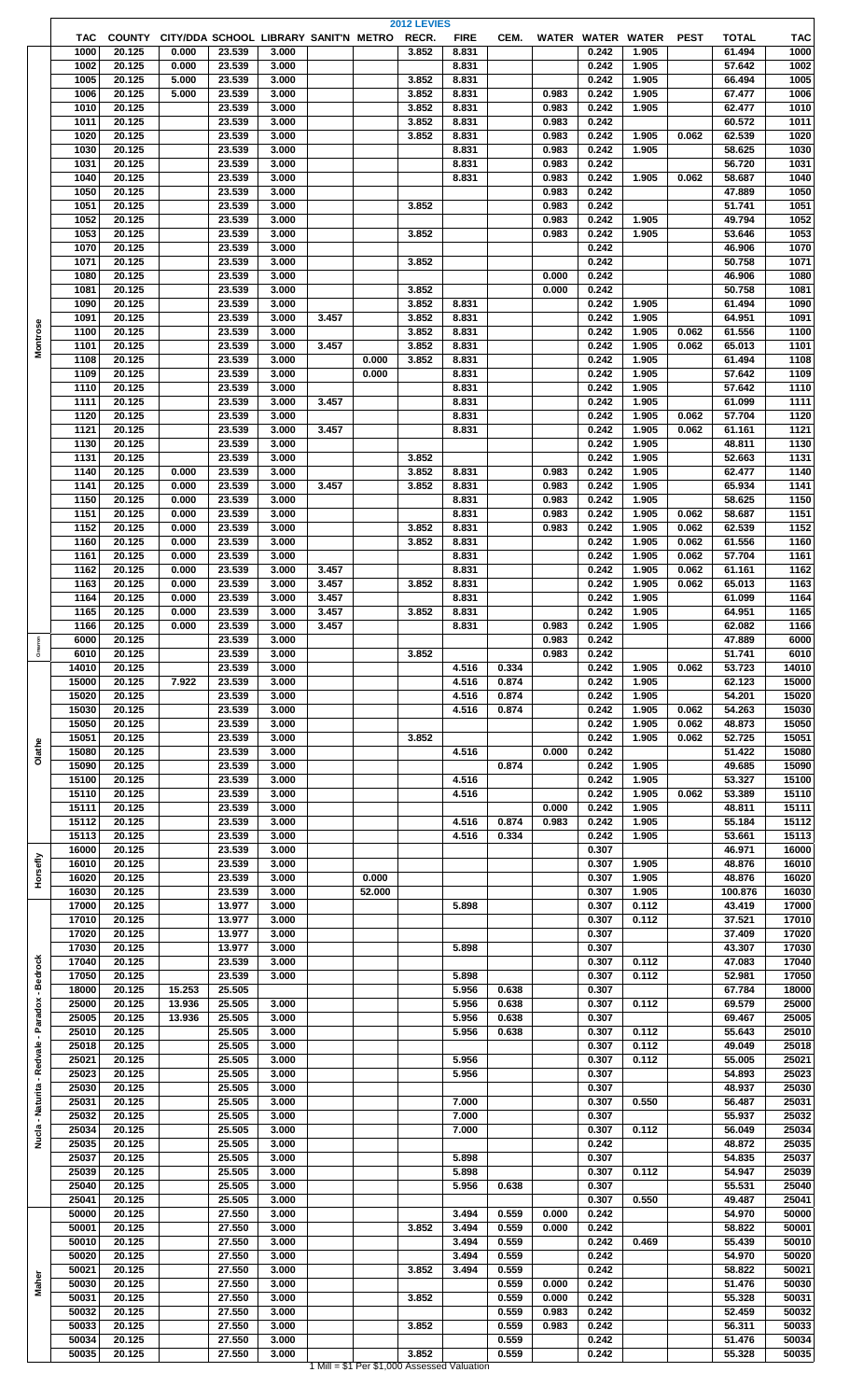# 2012 LEVIES

| | TAC | COUNTY | CITY/DDA | SCHOOL | LIBRARY | SANIT'N | METRO | RECR. | FIRE | CEM. | WATER | WATER | WATER | PEST | TOTAL | TAC |
|---|---|---|---|---|---|---|---|---|---|---|---|---|---|---|---|---|
| Montrose | 1000 | 20.125 | 0.000 | 23.539 | 3.000 | | | 3.852 | 8.831 | | | 0.242 | 1.905 | | 61.494 | 1000 |
| | 1002 | 20.125 | 0.000 | 23.539 | 3.000 | | | | 8.831 | | | 0.242 | 1.905 | | 57.642 | 1002 |
| | 1005 | 20.125 | 5.000 | 23.539 | 3.000 | | | 3.852 | 8.831 | | | 0.242 | 1.905 | | 66.494 | 1005 |
| | 1006 | 20.125 | 5.000 | 23.539 | 3.000 | | | 3.852 | 8.831 | | 0.983 | 0.242 | 1.905 | | 67.477 | 1006 |
| | 1010 | 20.125 | | 23.539 | 3.000 | | | 3.852 | 8.831 | | 0.983 | 0.242 | 1.905 | | 62.477 | 1010 |
| | 1011 | 20.125 | | 23.539 | 3.000 | | | 3.852 | 8.831 | | 0.983 | 0.242 | | | 60.572 | 1011 |
| | 1020 | 20.125 | | 23.539 | 3.000 | | | 3.852 | 8.831 | | 0.983 | 0.242 | 1.905 | 0.062 | 62.539 | 1020 |
| | 1030 | 20.125 | | 23.539 | 3.000 | | | | 8.831 | | 0.983 | 0.242 | 1.905 | | 58.625 | 1030 |
| | 1031 | 20.125 | | 23.539 | 3.000 | | | | 8.831 | | 0.983 | 0.242 | | | 56.720 | 1031 |
| | 1040 | 20.125 | | 23.539 | 3.000 | | | | 8.831 | | 0.983 | 0.242 | 1.905 | 0.062 | 58.687 | 1040 |
| | 1050 | 20.125 | | 23.539 | 3.000 | | | | | | 0.983 | 0.242 | | | 47.889 | 1050 |
| | 1051 | 20.125 | | 23.539 | 3.000 | | | 3.852 | | | 0.983 | 0.242 | | | 51.741 | 1051 |
| | 1052 | 20.125 | | 23.539 | 3.000 | | | | | | 0.983 | 0.242 | 1.905 | | 49.794 | 1052 |
| | 1053 | 20.125 | | 23.539 | 3.000 | | | 3.852 | | | 0.983 | 0.242 | 1.905 | | 53.646 | 1053 |
| | 1070 | 20.125 | | 23.539 | 3.000 | | | | | | | 0.242 | | | 46.906 | 1070 |
| | 1071 | 20.125 | | 23.539 | 3.000 | | | 3.852 | | | | 0.242 | | | 50.758 | 1071 |
| | 1080 | 20.125 | | 23.539 | 3.000 | | | | | | 0.000 | 0.242 | | | 46.906 | 1080 |
| | 1081 | 20.125 | | 23.539 | 3.000 | | | 3.852 | | | 0.000 | 0.242 | | | 50.758 | 1081 |
| | 1090 | 20.125 | | 23.539 | 3.000 | | | 3.852 | 8.831 | | | 0.242 | 1.905 | | 61.494 | 1090 |
| | 1091 | 20.125 | | 23.539 | 3.000 | 3.457 | | 3.852 | 8.831 | | | 0.242 | 1.905 | | 64.951 | 1091 |
| | 1100 | 20.125 | | 23.539 | 3.000 | | | 3.852 | 8.831 | | | 0.242 | 1.905 | 0.062 | 61.556 | 1100 |
| | 1101 | 20.125 | | 23.539 | 3.000 | 3.457 | | 3.852 | 8.831 | | | 0.242 | 1.905 | 0.062 | 65.013 | 1101 |
| | 1108 | 20.125 | | 23.539 | 3.000 | | 0.000 | 3.852 | 8.831 | | | 0.242 | 1.905 | | 61.494 | 1108 |
| | 1109 | 20.125 | | 23.539 | 3.000 | | 0.000 | | 8.831 | | | 0.242 | 1.905 | | 57.642 | 1109 |
| | 1110 | 20.125 | | 23.539 | 3.000 | | | | 8.831 | | | 0.242 | 1.905 | | 57.642 | 1110 |
| | 1111 | 20.125 | | 23.539 | 3.000 | 3.457 | | | 8.831 | | | 0.242 | 1.905 | | 61.099 | 1111 |
| | 1120 | 20.125 | | 23.539 | 3.000 | | | | 8.831 | | | 0.242 | 1.905 | 0.062 | 57.704 | 1120 |
| | 1121 | 20.125 | | 23.539 | 3.000 | 3.457 | | | 8.831 | | | 0.242 | 1.905 | 0.062 | 61.161 | 1121 |
| | 1130 | 20.125 | | 23.539 | 3.000 | | | | | | | 0.242 | 1.905 | | 48.811 | 1130 |
| | 1131 | 20.125 | | 23.539 | 3.000 | | | 3.852 | | | | 0.242 | 1.905 | | 52.663 | 1131 |
| | 1140 | 20.125 | 0.000 | 23.539 | 3.000 | | | 3.852 | 8.831 | | 0.983 | 0.242 | 1.905 | | 62.477 | 1140 |
| | 1141 | 20.125 | 0.000 | 23.539 | 3.000 | 3.457 | | 3.852 | 8.831 | | 0.983 | 0.242 | 1.905 | | 65.934 | 1141 |
| | 1150 | 20.125 | 0.000 | 23.539 | 3.000 | | | | 8.831 | | 0.983 | 0.242 | 1.905 | | 58.625 | 1150 |
| | 1151 | 20.125 | 0.000 | 23.539 | 3.000 | | | | 8.831 | | 0.983 | 0.242 | 1.905 | 0.062 | 58.687 | 1151 |
| | 1152 | 20.125 | 0.000 | 23.539 | 3.000 | | | 3.852 | 8.831 | | 0.983 | 0.242 | 1.905 | 0.062 | 62.539 | 1152 |
| | 1160 | 20.125 | 0.000 | 23.539 | 3.000 | | | 3.852 | 8.831 | | | 0.242 | 1.905 | 0.062 | 61.556 | 1160 |
| | 1161 | 20.125 | 0.000 | 23.539 | 3.000 | | | | 8.831 | | | 0.242 | 1.905 | 0.062 | 57.704 | 1161 |
| | 1162 | 20.125 | 0.000 | 23.539 | 3.000 | 3.457 | | | 8.831 | | | 0.242 | 1.905 | 0.062 | 61.161 | 1162 |
| | 1163 | 20.125 | 0.000 | 23.539 | 3.000 | 3.457 | | 3.852 | 8.831 | | | 0.242 | 1.905 | 0.062 | 65.013 | 1163 |
| | 1164 | 20.125 | 0.000 | 23.539 | 3.000 | 3.457 | | | 8.831 | | | 0.242 | 1.905 | | 61.099 | 1164 |
| | 1165 | 20.125 | 0.000 | 23.539 | 3.000 | 3.457 | | 3.852 | 8.831 | | | 0.242 | 1.905 | | 64.951 | 1165 |
| | 1166 | 20.125 | 0.000 | 23.539 | 3.000 | 3.457 | | | 8.831 | | 0.983 | 0.242 | 1.905 | | 62.082 | 1166 |
| Cimarron | 6000 | 20.125 | | 23.539 | 3.000 | | | | | | 0.983 | 0.242 | | | 47.889 | 6000 |
| | 6010 | 20.125 | | 23.539 | 3.000 | | | 3.852 | | | 0.983 | 0.242 | | | 51.741 | 6010 |
| Olathe | 14010 | 20.125 | | 23.539 | 3.000 | | | | 4.516 | 0.334 | | 0.242 | 1.905 | 0.062 | 53.723 | 14010 |
| | 15000 | 20.125 | 7.922 | 23.539 | 3.000 | | | | 4.516 | 0.874 | | 0.242 | 1.905 | | 62.123 | 15000 |
| | 15020 | 20.125 | | 23.539 | 3.000 | | | | 4.516 | 0.874 | | 0.242 | 1.905 | | 54.201 | 15020 |
| | 15030 | 20.125 | | 23.539 | 3.000 | | | | 4.516 | 0.874 | | 0.242 | 1.905 | 0.062 | 54.263 | 15030 |
| | 15050 | 20.125 | | 23.539 | 3.000 | | | | | | | 0.242 | 1.905 | 0.062 | 48.873 | 15050 |
| | 15051 | 20.125 | | 23.539 | 3.000 | | | 3.852 | | | | 0.242 | 1.905 | 0.062 | 52.725 | 15051 |
| | 15080 | 20.125 | | 23.539 | 3.000 | | | | 4.516 | | 0.000 | 0.242 | | | 51.422 | 15080 |
| | 15090 | 20.125 | | 23.539 | 3.000 | | | | | 0.874 | | 0.242 | 1.905 | | 49.685 | 15090 |
| | 15100 | 20.125 | | 23.539 | 3.000 | | | | 4.516 | | | 0.242 | 1.905 | | 53.327 | 15100 |
| | 15110 | 20.125 | | 23.539 | 3.000 | | | | 4.516 | | | 0.242 | 1.905 | 0.062 | 53.389 | 15110 |
| | 15111 | 20.125 | | 23.539 | 3.000 | | | | | | 0.000 | 0.242 | 1.905 | | 48.811 | 15111 |
| | 15112 | 20.125 | | 23.539 | 3.000 | | | | 4.516 | 0.874 | 0.983 | 0.242 | 1.905 | | 55.184 | 15112 |
| | 15113 | 20.125 | | 23.539 | 3.000 | | | | 4.516 | 0.334 | | 0.242 | 1.905 | | 53.661 | 15113 |
| Horsefly | 16000 | 20.125 | | 23.539 | 3.000 | | | | | | | 0.307 | | | 46.971 | 16000 |
| | 16010 | 20.125 | | 23.539 | 3.000 | | | | | | | 0.307 | 1.905 | | 48.876 | 16010 |
| | 16020 | 20.125 | | 23.539 | 3.000 | | 0.000 | | | | | 0.307 | 1.905 | | 48.876 | 16020 |
| | 16030 | 20.125 | | 23.539 | 3.000 | | 52.000 | | | | | 0.307 | 1.905 | | 100.876 | 16030 |
| Nucla - Naturita - Paradox - Redvale - Bedrock | 17000 | 20.125 | | 13.977 | 3.000 | | | | 5.898 | | | 0.307 | 0.112 | | 43.419 | 17000 |
| | 17010 | 20.125 | | 13.977 | 3.000 | | | | | | | 0.307 | 0.112 | | 37.521 | 17010 |
| | 17020 | 20.125 | | 13.977 | 3.000 | | | | | | | 0.307 | | | 37.409 | 17020 |
| | 17030 | 20.125 | | 13.977 | 3.000 | | | | 5.898 | | | 0.307 | | | 43.307 | 17030 |
| | 17040 | 20.125 | | 23.539 | 3.000 | | | | | | | 0.307 | 0.112 | | 47.083 | 17040 |
| | 17050 | 20.125 | | 23.539 | 3.000 | | | | 5.898 | | | 0.307 | 0.112 | | 52.981 | 17050 |
| | 18000 | 20.125 | 15.253 | 25.505 | | | | | 5.956 | 0.638 | | 0.307 | | | 67.784 | 18000 |
| | 25000 | 20.125 | 13.936 | 25.505 | 3.000 | | | | 5.956 | 0.638 | | 0.307 | 0.112 | | 69.579 | 25000 |
| | 25005 | 20.125 | 13.936 | 25.505 | 3.000 | | | | 5.956 | 0.638 | | 0.307 | | | 69.467 | 25005 |
| | 25010 | 20.125 | | 25.505 | 3.000 | | | | 5.956 | 0.638 | | 0.307 | 0.112 | | 55.643 | 25010 |
| | 25018 | 20.125 | | 25.505 | 3.000 | | | | | | | 0.307 | 0.112 | | 49.049 | 25018 |
| | 25021 | 20.125 | | 25.505 | 3.000 | | | | 5.956 | | | 0.307 | 0.112 | | 55.005 | 25021 |
| | 25023 | 20.125 | | 25.505 | 3.000 | | | | 5.956 | | | 0.307 | | | 54.893 | 25023 |
| | 25030 | 20.125 | | 25.505 | 3.000 | | | | | | | 0.307 | | | 48.937 | 25030 |
| | 25031 | 20.125 | | 25.505 | 3.000 | | | | 7.000 | | | 0.307 | 0.550 | | 56.487 | 25031 |
| | 25032 | 20.125 | | 25.505 | 3.000 | | | | 7.000 | | | 0.307 | | | 55.937 | 25032 |
| | 25034 | 20.125 | | 25.505 | 3.000 | | | | 7.000 | | | 0.307 | 0.112 | | 56.049 | 25034 |
| | 25035 | 20.125 | | 25.505 | 3.000 | | | | | | | 0.242 | | | 48.872 | 25035 |
| | 25037 | 20.125 | | 25.505 | 3.000 | | | | 5.898 | | | 0.307 | | | 54.835 | 25037 |
| | 25039 | 20.125 | | 25.505 | 3.000 | | | | 5.898 | | | 0.307 | 0.112 | | 54.947 | 25039 |
| | 25040 | 20.125 | | 25.505 | 3.000 | | | | 5.956 | 0.638 | | 0.307 | | | 55.531 | 25040 |
| | 25041 | 20.125 | | 25.505 | 3.000 | | | | | | | 0.307 | 0.550 | | 49.487 | 25041 |
| Maher | 50000 | 20.125 | | 27.550 | 3.000 | | | | 3.494 | 0.559 | 0.000 | 0.242 | | | 54.970 | 50000 |
| | 50001 | 20.125 | | 27.550 | 3.000 | | | 3.852 | 3.494 | 0.559 | 0.000 | 0.242 | | | 58.822 | 50001 |
| | 50010 | 20.125 | | 27.550 | 3.000 | | | | 3.494 | 0.559 | | 0.242 | 0.469 | | 55.439 | 50010 |
| | 50020 | 20.125 | | 27.550 | 3.000 | | | | 3.494 | 0.559 | | 0.242 | | | 54.970 | 50020 |
| | 50021 | 20.125 | | 27.550 | 3.000 | | | 3.852 | 3.494 | 0.559 | | 0.242 | | | 58.822 | 50021 |
| | 50030 | 20.125 | | 27.550 | 3.000 | | | | | 0.559 | 0.000 | 0.242 | | | 51.476 | 50030 |
| | 50031 | 20.125 | | 27.550 | 3.000 | | | 3.852 | | 0.559 | 0.000 | 0.242 | | | 55.328 | 50031 |
| | 50032 | 20.125 | | 27.550 | 3.000 | | | | | 0.559 | 0.983 | 0.242 | | | 52.459 | 50032 |
| | 50033 | 20.125 | | 27.550 | 3.000 | | | 3.852 | | 0.559 | 0.983 | 0.242 | | | 56.311 | 50033 |
| | 50034 | 20.125 | | 27.550 | 3.000 | | | | | 0.559 | | 0.242 | | | 51.476 | 50034 |
| | 50035 | 20.125 | | 27.550 | 3.000 | | | 3.852 | | 0.559 | | 0.242 | | | 55.328 | 50035 |

1 Mill = $1 Per $1,000 Assessed Valuation